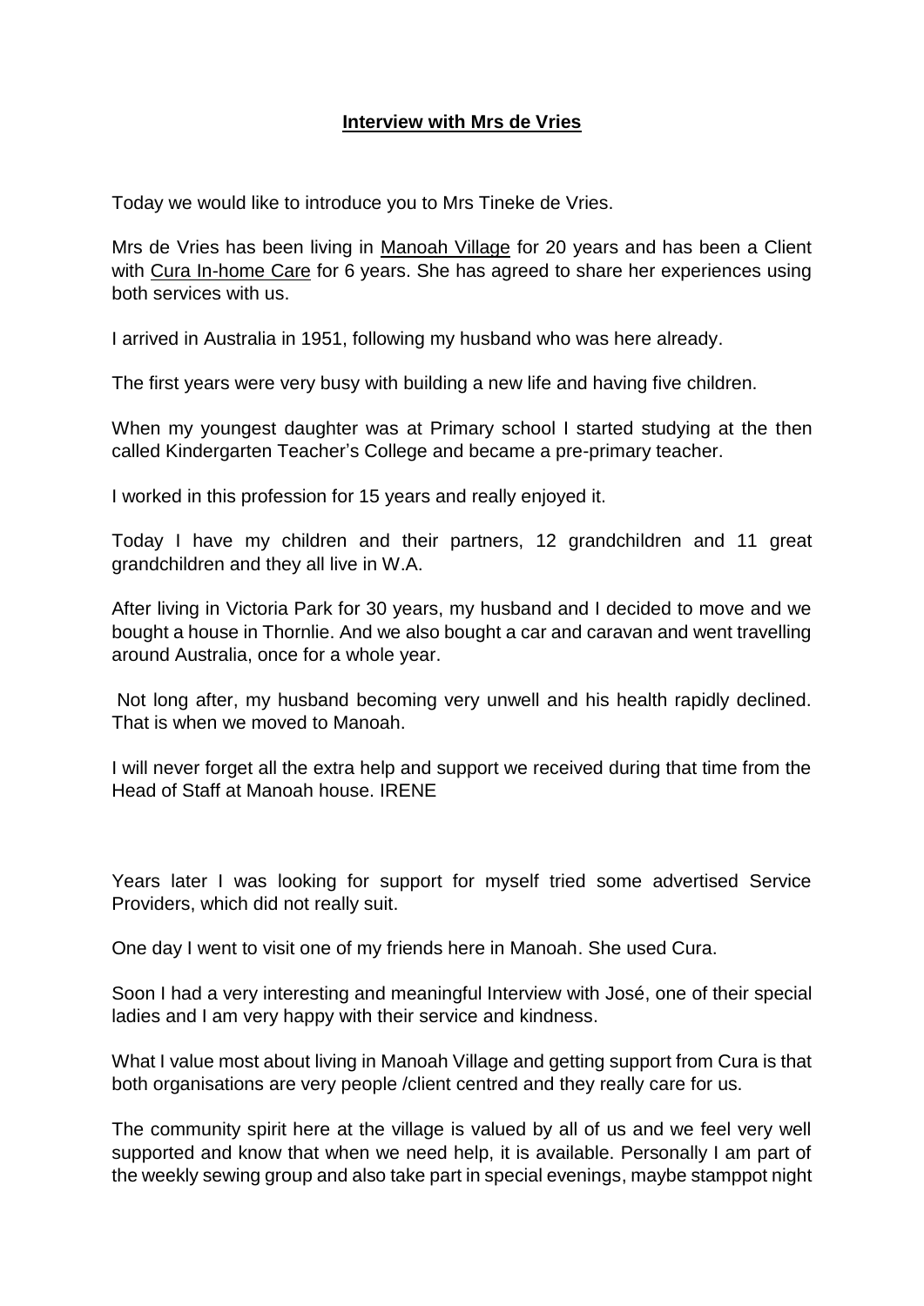**Interview with Mrs de Vries**

Today we would like to introduce you to Mrs Tineke de Vries.

Mrs de Vries has been living in Manoah Village for 20 years and has been a Client with Cura In-home Care for 6 years. She has agreed to share her experiences using both services with us.

I arrived in Australia in 1951, following my husband who was here already.

The first years were very busy with building a new life and having five children.

When my youngest daughter was at Primary school I started studying at the then called Kindergarten Teacher's College and became a pre-primary teacher.

I worked in this profession for 15 years and really enjoyed it.

Today I have my children and their partners, 12 grandchildren and 11 great grandchildren and they all live in W.A.

After living in Victoria Park for 30 years, my husband and I decided to move and we bought a house in Thornlie. And we also bought a car and caravan and went travelling around Australia, once for a whole year.

Not long after, my husband becoming very unwell and his health rapidly declined. That is when we moved to Manoah.

I will never forget all the extra help and support we received during that time from the Head of Staff at Manoah house. IRENE

Years later I was looking for support for myself tried some advertised Service Providers, which did not really suit.

One day I went to visit one of my friends here in Manoah. She used Cura.

Soon I had a very interesting and meaningful Interview with José, one of their special ladies and I am very happy with their service and kindness.

What I value most about living in Manoah Village and getting support from Cura is that both organisations are very people /client centred and they really care for us.

The community spirit here at the village is valued by all of us and we feel very well supported and know that when we need help, it is available. Personally I am part of the weekly sewing group and also take part in special evenings, maybe stamppot night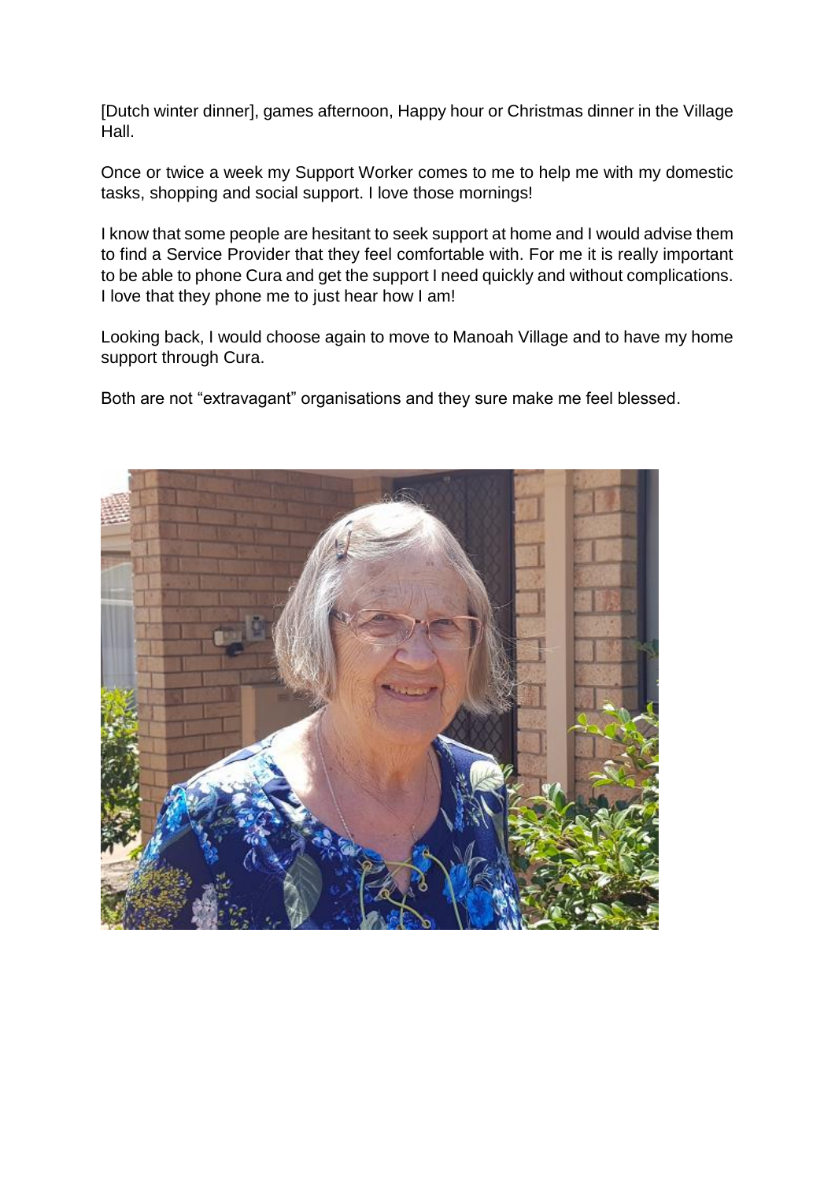[Dutch winter dinner], games afternoon, Happy hour or Christmas dinner in the Village Hall.

Once or twice a week my Support Worker comes to me to help me with my domestic tasks, shopping and social support. I love those mornings!

I know that some people are hesitant to seek support at home and I would advise them to find a Service Provider that they feel comfortable with. For me it is really important to be able to phone Cura and get the support I need quickly and without complications. I love that they phone me to just hear how I am!

Looking back, I would choose again to move to Manoah Village and to have my home support through Cura.

Both are not "extravagant" organisations and they sure make me feel blessed.